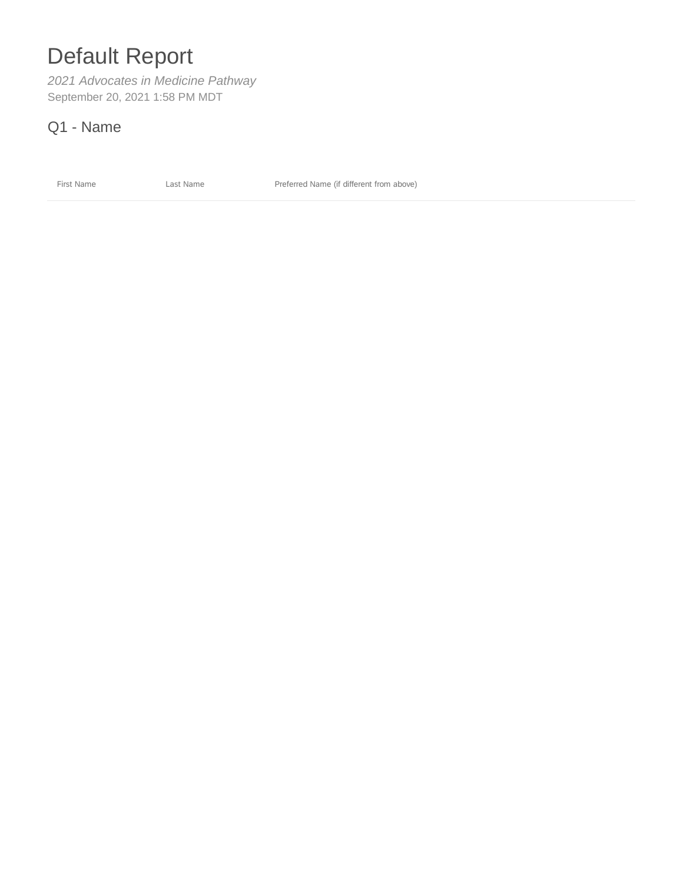# Default Report

*2021 Advocates in Medicine Pathway*

September 20, 2021 1:58 PM MDT

## Q1 - Name

| First Name | Last Name | Preferred Name (if different from above) |
|---|---|---|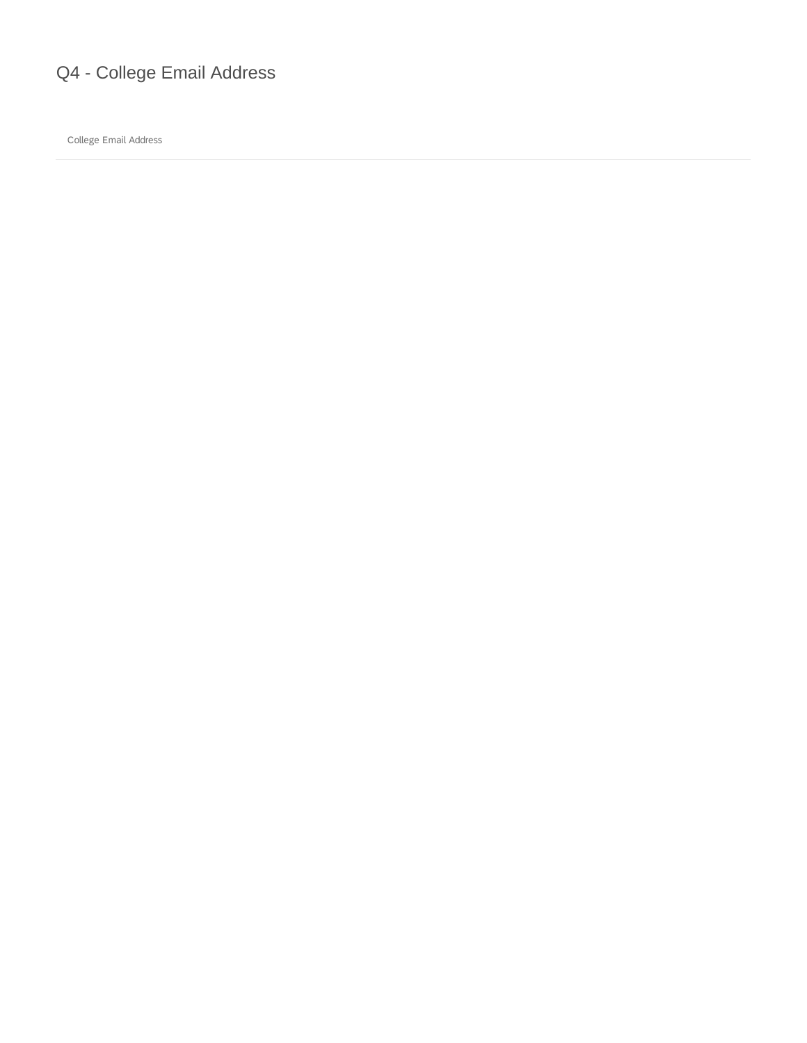## Q4 - College Email Address

College Email Address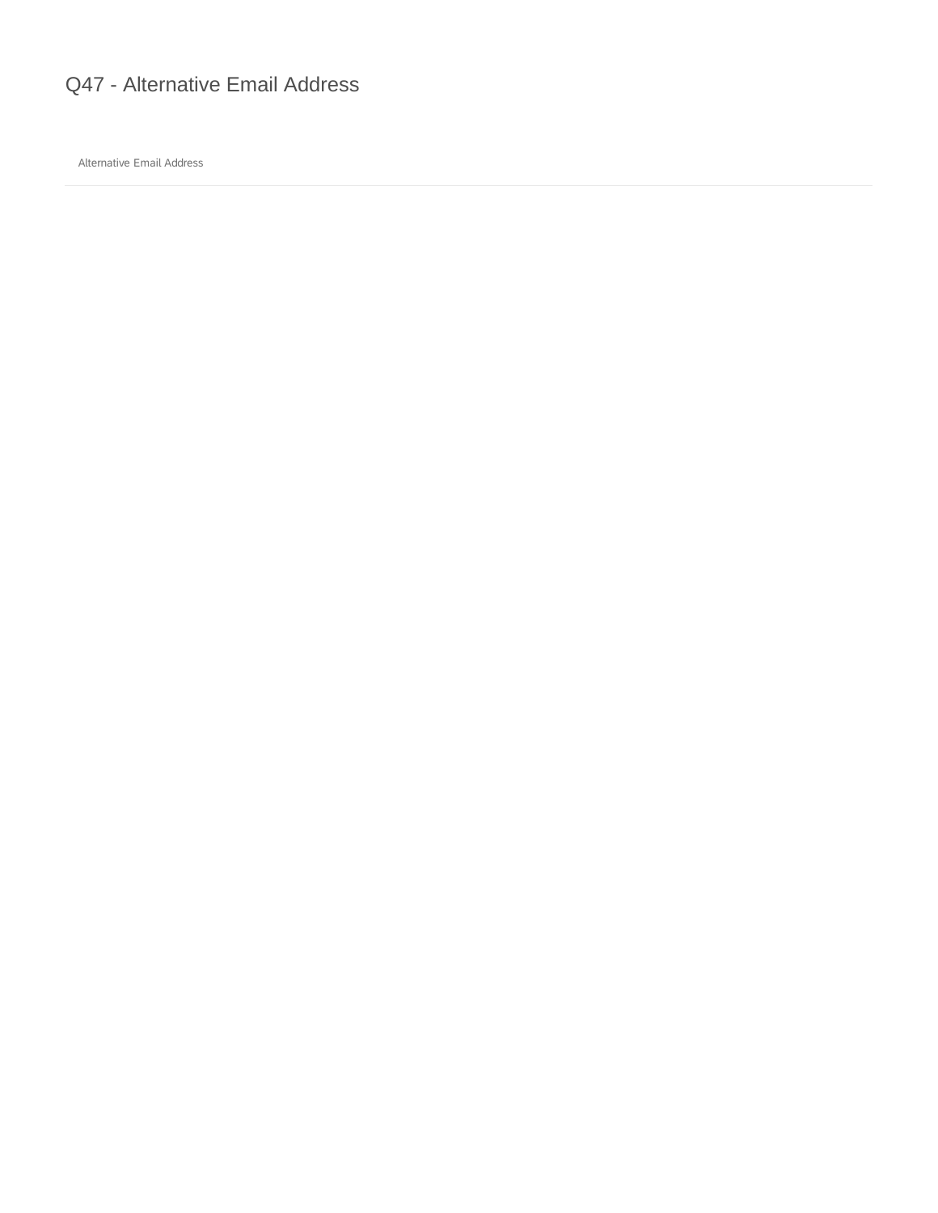# Q47 - Alternative Email Address

| Alternative Email Address |
| --- |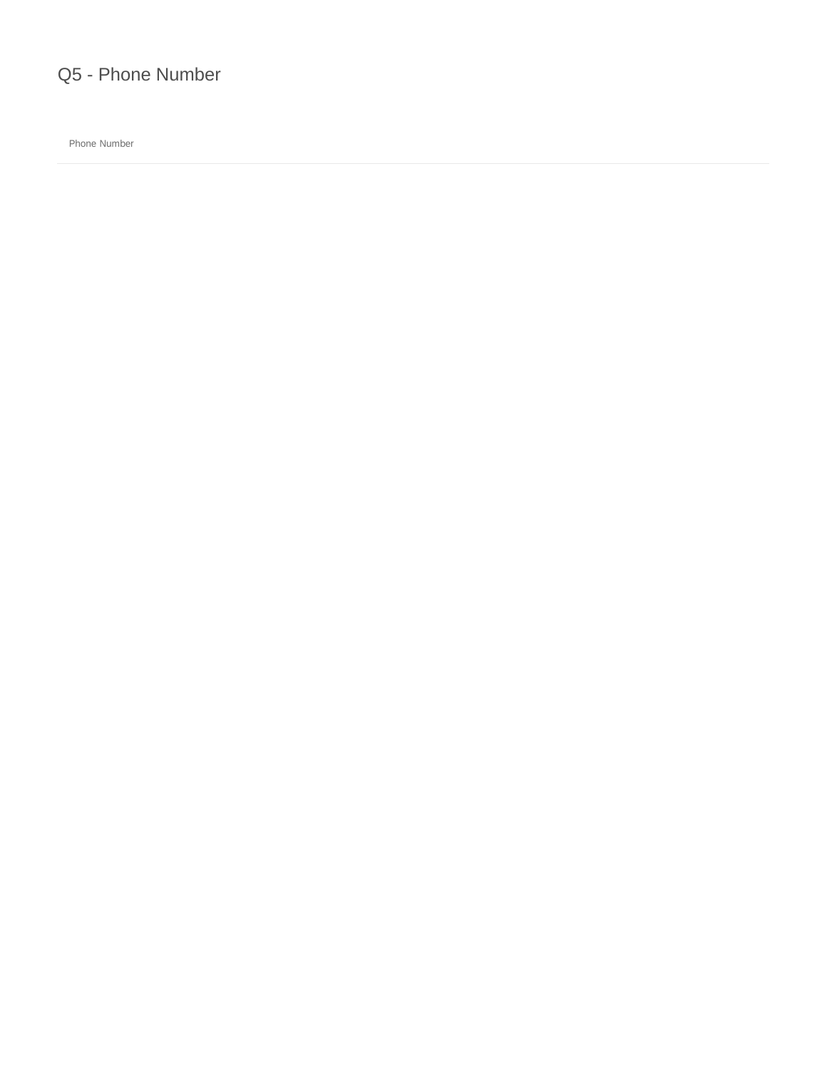# Q5 - Phone Number

| Phone Number |
| --- |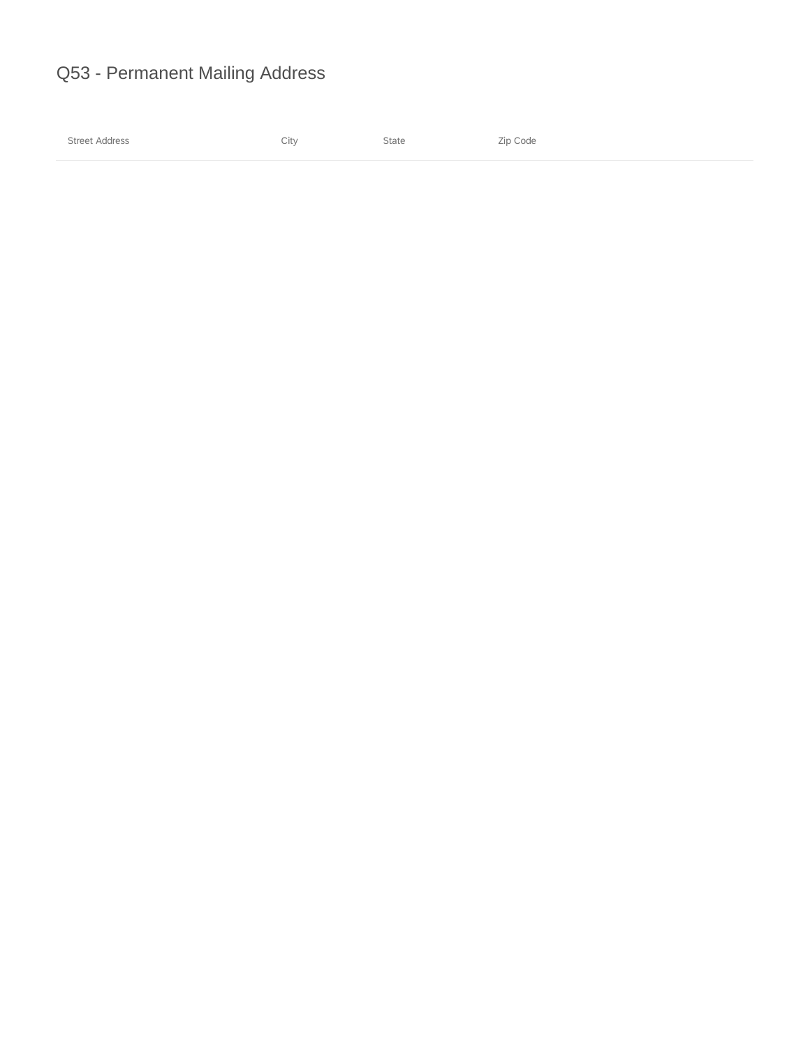# Q53 - Permanent Mailing Address

| Street Address | City | State | Zip Code |
| --- | --- | --- | --- |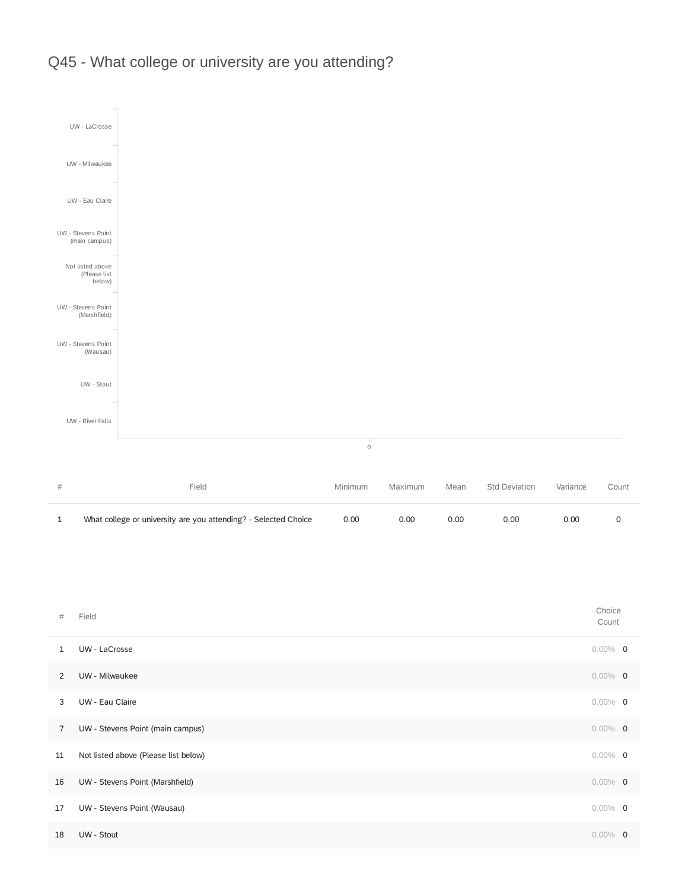# Q45 - What college or university are you attending?

| # | Field | Minimum | Maximum | Mean | Std Deviation | Variance | Count |
|---|---|---|---|---|---|---|---|
| 1 | What college or university are you attending? - Selected Choice | 0.00 | 0.00 | 0.00 | 0.00 | 0.00 | 0 |

| # | Field | Choice Count | |
|---|---|---|---|
| 1 | UW - LaCrosse | 0.00% | 0 |
| 2 | UW - Milwaukee | 0.00% | 0 |
| 3 | UW - Eau Claire | 0.00% | 0 |
| 7 | UW - Stevens Point (main campus) | 0.00% | 0 |
| 11 | Not listed above (Please list below) | 0.00% | 0 |
| 16 | UW - Stevens Point (Marshfield) | 0.00% | 0 |
| 17 | UW - Stevens Point (Wausau) | 0.00% | 0 |
| 18 | UW - Stout | 0.00% | 0 |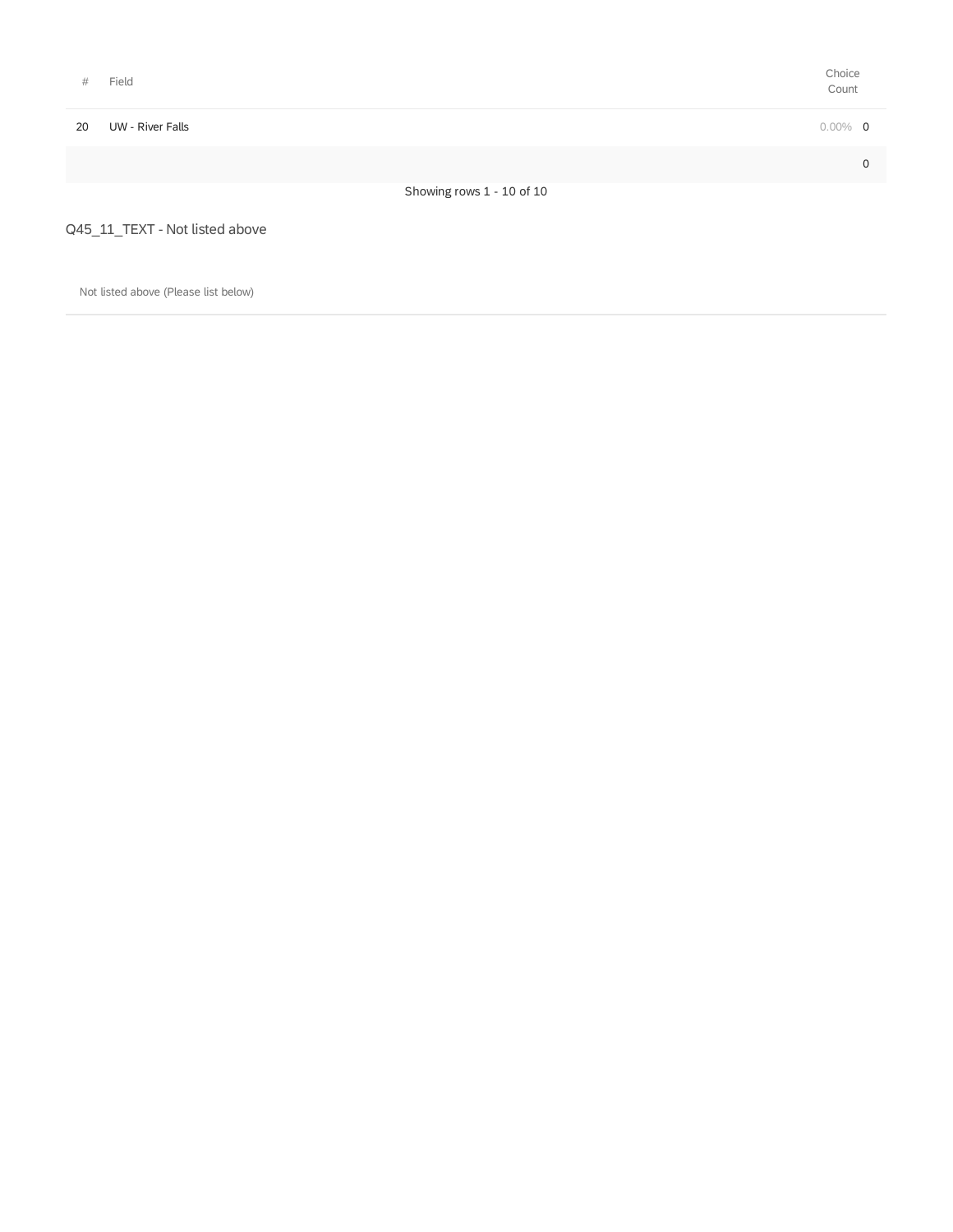| # | Field | Choice Count | |
|---|---|---|---|
| 20 | UW - River Falls | 0.00% | 0 |
| | | | 0 |

Showing rows 1 - 10 of 10

Q45_11_TEXT - Not listed above

| Not listed above (Please list below) |
|---|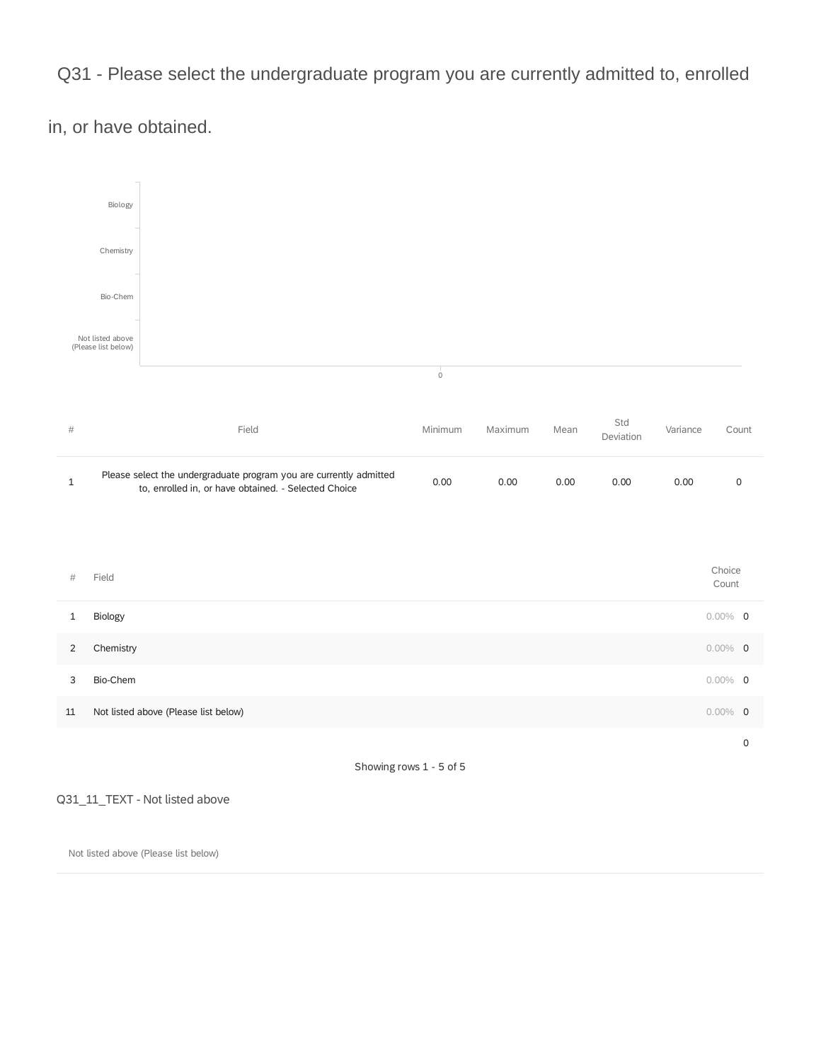## Q31 - Please select the undergraduate program you are currently admitted to, enrolled in, or have obtained.

Biology

Chemistry

Bio-Chem

Not listed above (Please list below)

0

| # | Field | Minimum | Maximum | Mean | Std Deviation | Variance | Count |
|---|---|---|---|---|---|---|---|
| 1 | Please select the undergraduate program you are currently admitted to, enrolled in, or have obtained. - Selected Choice | 0.00 | 0.00 | 0.00 | 0.00 | 0.00 | 0 |

| # | Field | Choice Count | |
|---|---|---|---|
| 1 | Biology | 0.00% | 0 |
| 2 | Chemistry | 0.00% | 0 |
| 3 | Bio-Chem | 0.00% | 0 |
| 11 | Not listed above (Please list below) | 0.00% | 0 |
| | | | 0 |

Showing rows 1 - 5 of 5

Q31_11_TEXT - Not listed above

| Not listed above (Please list below) |
|---|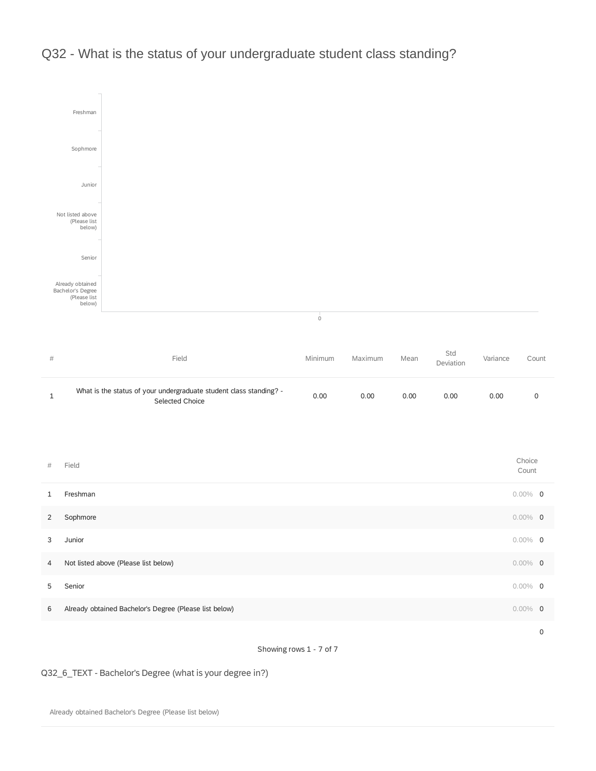# Q32 - What is the status of your undergraduate student class standing?

Freshman

Sophmore

Junior

Not listed above (Please list below)

Senior

Already obtained Bachelor's Degree (Please list below)

0

| # | Field | Minimum | Maximum | Mean | Std Deviation | Variance | Count |
|---|---|---|---|---|---|---|---|
| 1 | What is the status of your undergraduate student class standing? - Selected Choice | 0.00 | 0.00 | 0.00 | 0.00 | 0.00 | 0 |

| # | Field | Choice Count | |
|---|---|---|---|
| 1 | Freshman | 0.00% | 0 |
| 2 | Sophmore | 0.00% | 0 |
| 3 | Junior | 0.00% | 0 |
| 4 | Not listed above (Please list below) | 0.00% | 0 |
| 5 | Senior | 0.00% | 0 |
| 6 | Already obtained Bachelor's Degree (Please list below) | 0.00% | 0 |
| | | | 0 |

Showing rows 1 - 7 of 7

Q32_6_TEXT - Bachelor's Degree (what is your degree in?)

Already obtained Bachelor's Degree (Please list below)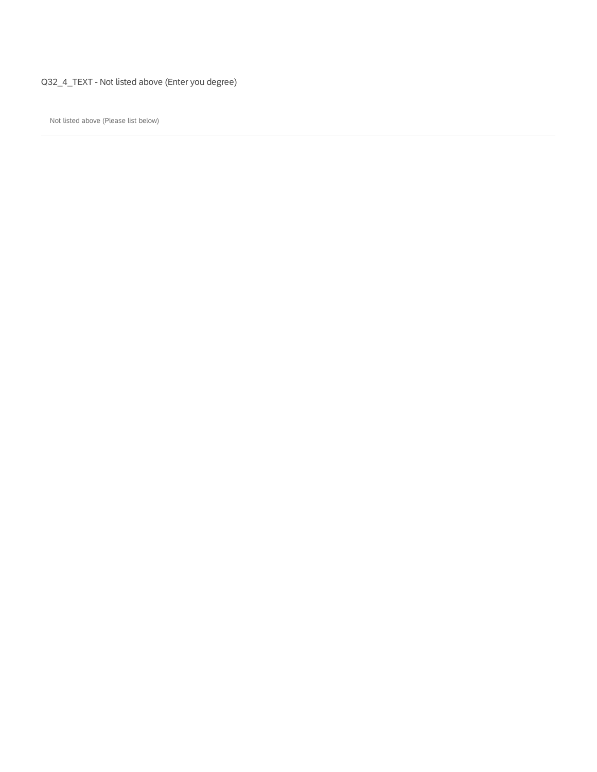Q32_4_TEXT - Not listed above (Enter you degree)

Not listed above (Please list below)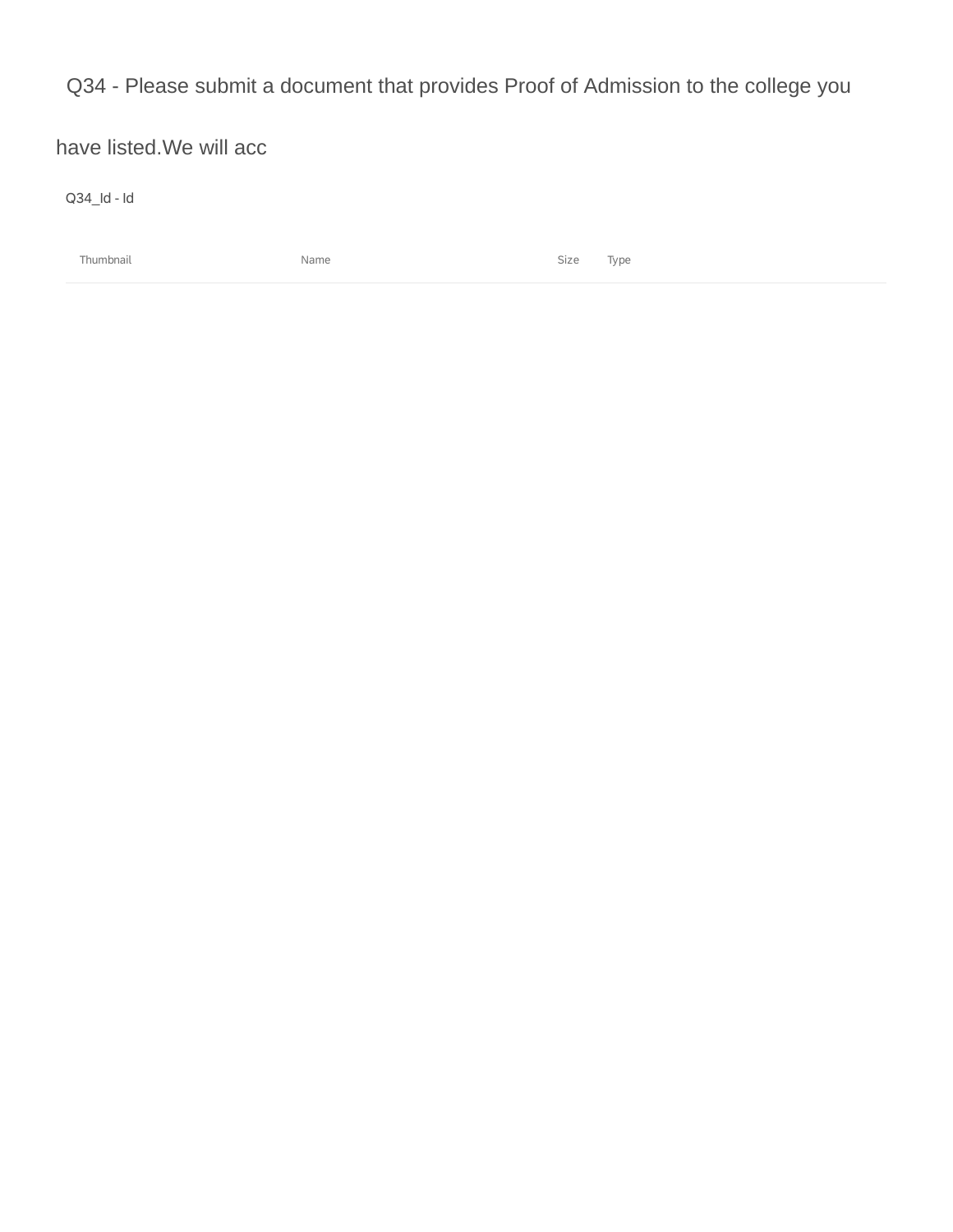## Q34 - Please submit a document that provides Proof of Admission to the college you have listed.We will acc

Q34_Id - Id

| Thumbnail | Name | Size | Type |
|---|---|---|---|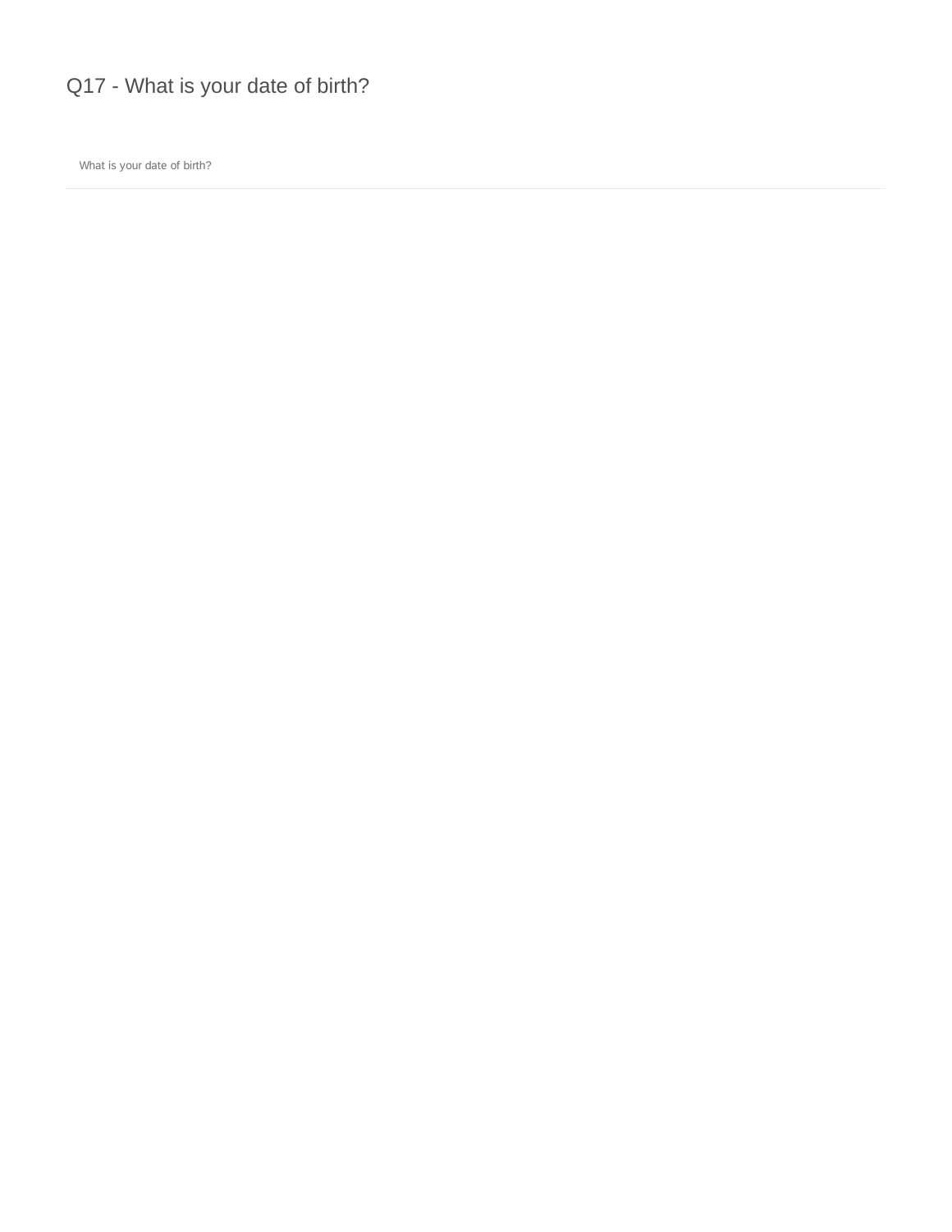## Q17 - What is your date of birth?

What is your date of birth?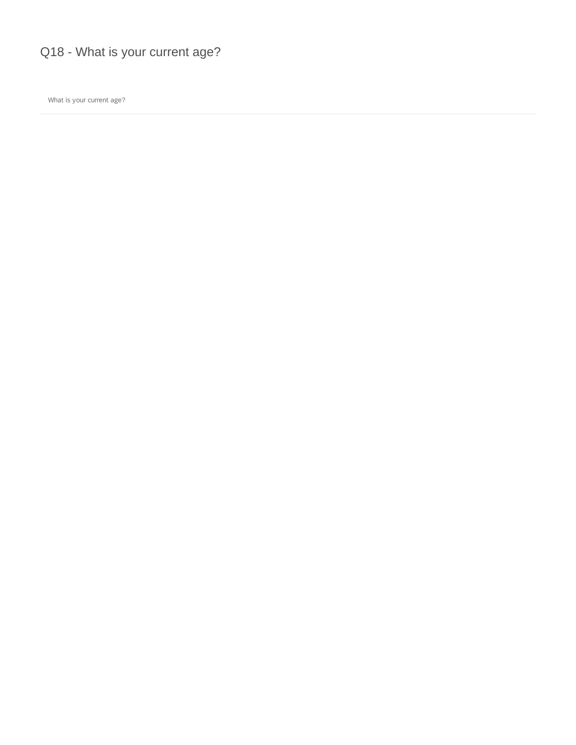# Q18 - What is your current age?

| What is your current age? |
|---|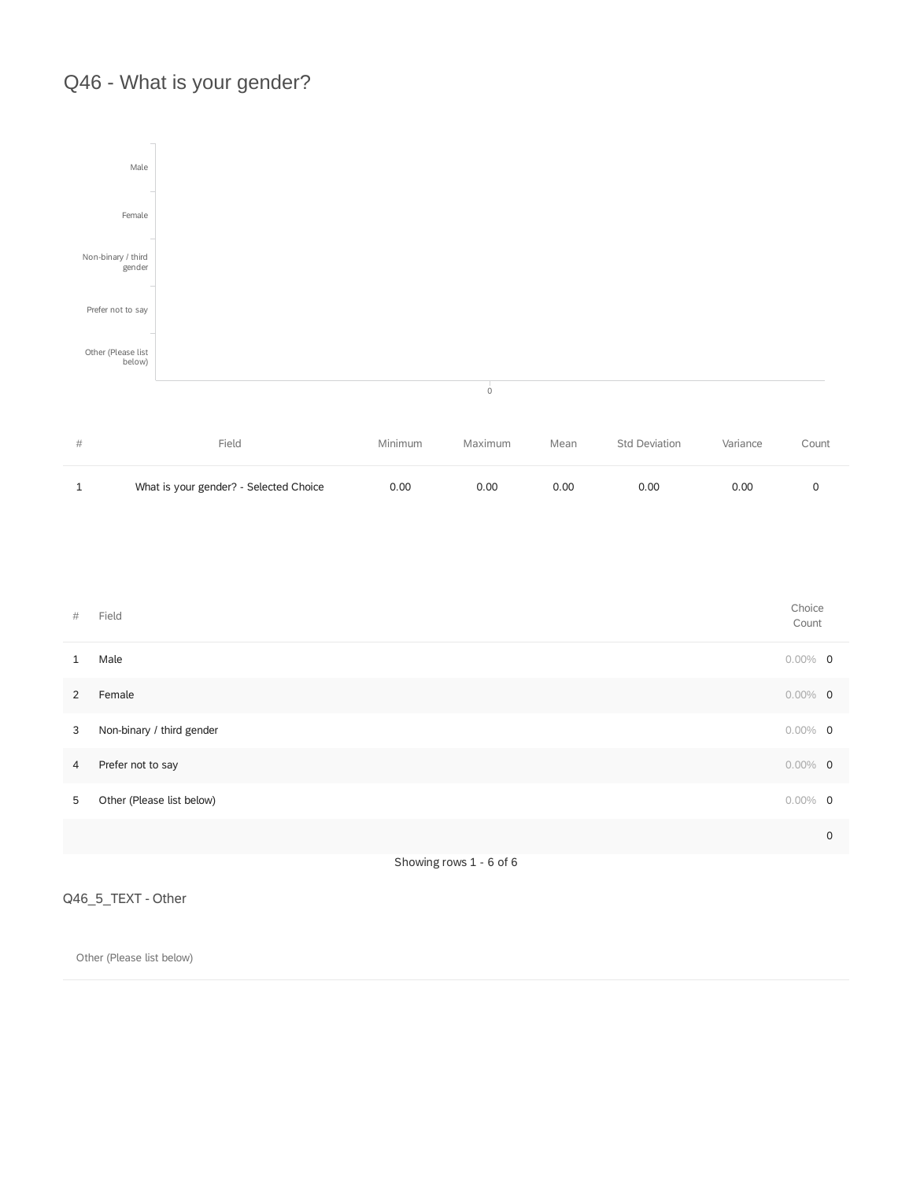# Q46 - What is your gender?

| # | Field | Minimum | Maximum | Mean | Std Deviation | Variance | Count |
|---|---|---|---|---|---|---|---|
| 1 | What is your gender? - Selected Choice | 0.00 | 0.00 | 0.00 | 0.00 | 0.00 | 0 |

| # | Field | Choice Count | |
|---|---|---|---|
| 1 | Male | 0.00% | 0 |
| 2 | Female | 0.00% | 0 |
| 3 | Non-binary / third gender | 0.00% | 0 |
| 4 | Prefer not to say | 0.00% | 0 |
| 5 | Other (Please list below) | 0.00% | 0 |
| | | | 0 |

Showing rows 1 - 6 of 6

Q46_5_TEXT - Other

Other (Please list below)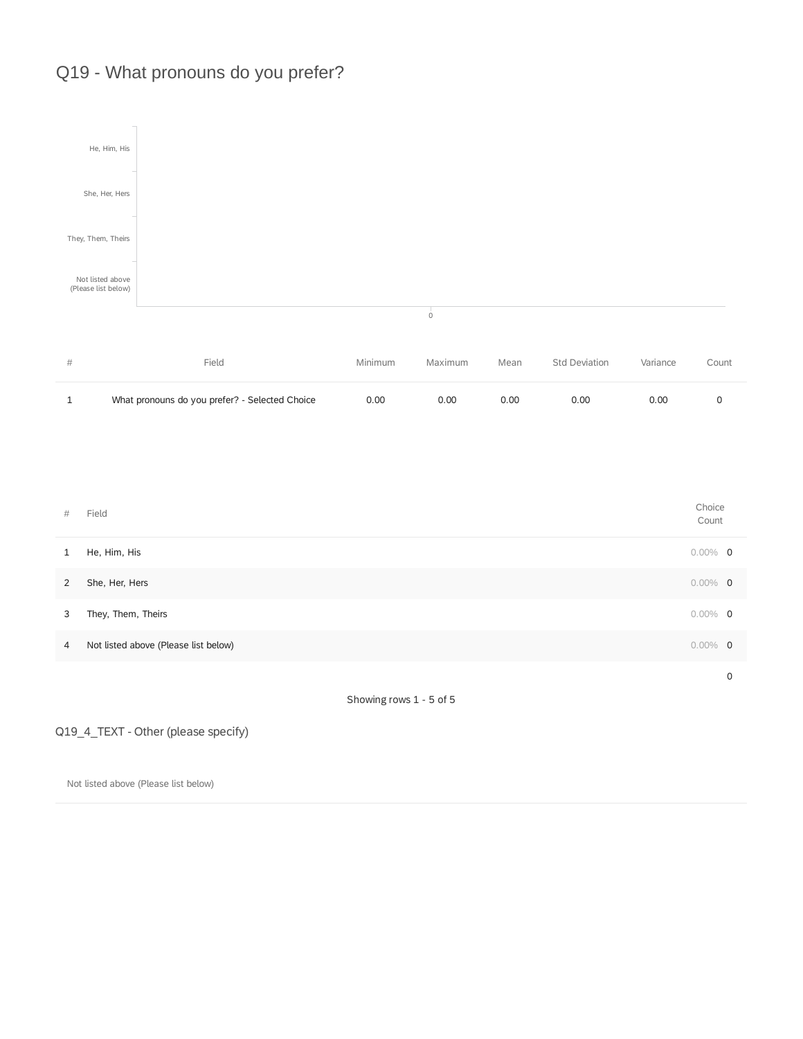# Q19 - What pronouns do you prefer?

| # | Field | Minimum | Maximum | Mean | Std Deviation | Variance | Count |
|---|---|---|---|---|---|---|---|
| 1 | What pronouns do you prefer? - Selected Choice | 0.00 | 0.00 | 0.00 | 0.00 | 0.00 | 0 |

| # | Field | Choice Count | |
|---|---|---|---|
| 1 | He, Him, His | 0.00% | 0 |
| 2 | She, Her, Hers | 0.00% | 0 |
| 3 | They, Them, Theirs | 0.00% | 0 |
| 4 | Not listed above (Please list below) | 0.00% | 0 |
| | | | 0 |

Showing rows 1 - 5 of 5

## Q19_4_TEXT - Other (please specify)

| Not listed above (Please list below) |
|---|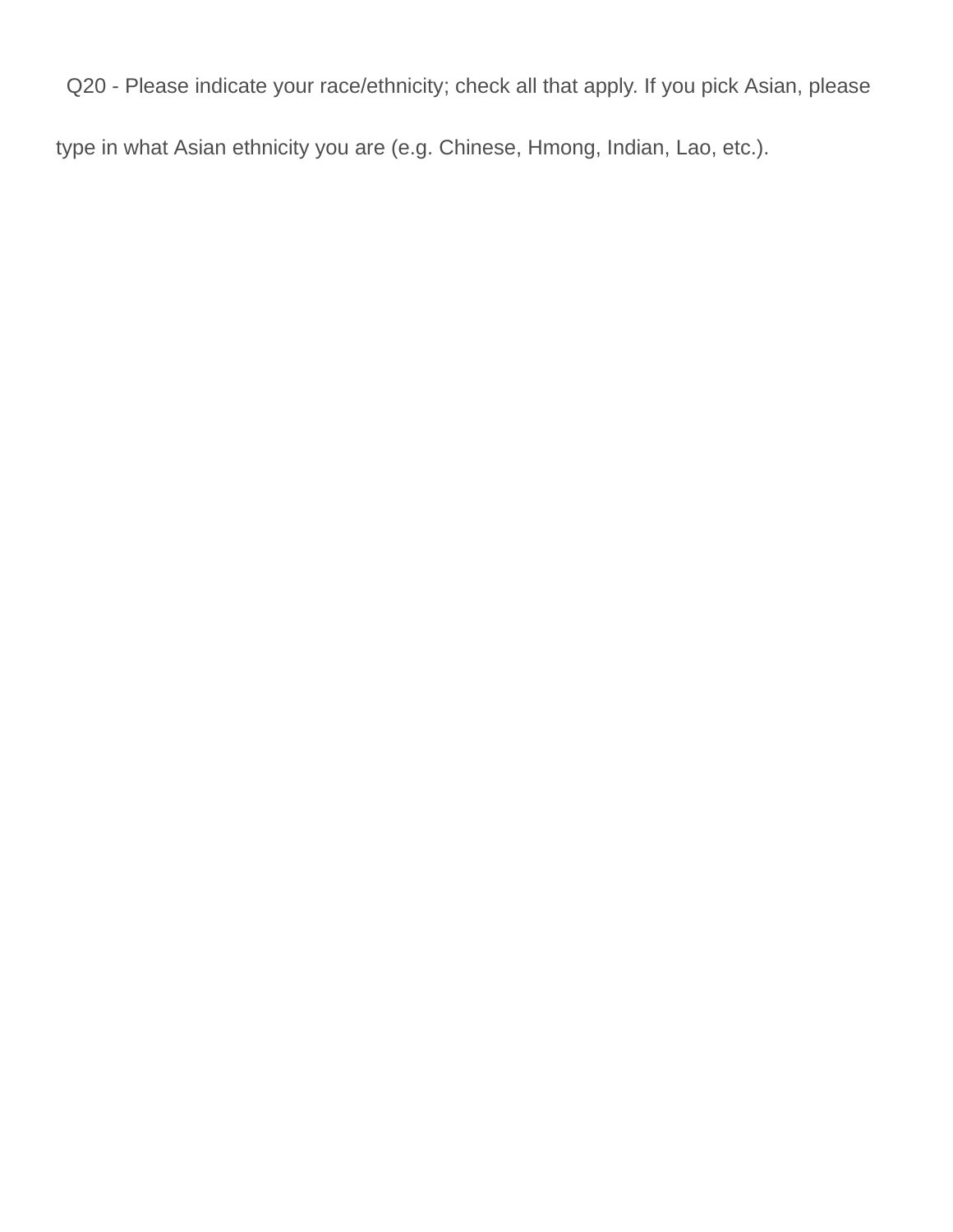Q20 - Please indicate your race/ethnicity; check all that apply. If you pick Asian, please type in what Asian ethnicity you are (e.g. Chinese, Hmong, Indian, Lao, etc.).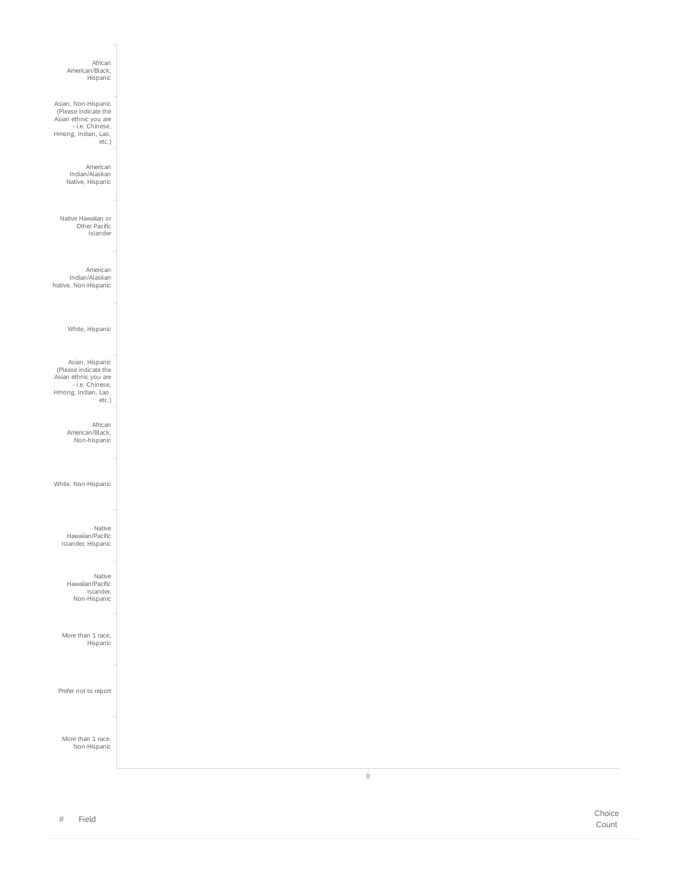African American/Black, Hispanic

Asian, Non-Hispanic (Please indicate the Asian ethnic you are - i.e. Chinese, Hmong, Indian, Lao, etc.)

American Indian/Alaskan Native, Hispanic

Native Hawaiian or Other Pacific Islander

American Indian/Alaskan Native, Non-Hispanic

White, Hispanic

Asian, Hispanic (Please indicate the Asian ethnic you are - i.e. Chinese, Hmong, Indian, Lao, etc.)

African American/Black, Non-hispanic

White, Non-Hispanic

Native Hawaiian/Pacific Islander, Hispanic

Native Hawaiian/Pacific Islander, Non-Hispanic

More than 1 race, Hispanic

Prefer not to report

More than 1 race, Non-Hispanic

0

| # | Field | Choice Count |
|---|---|---|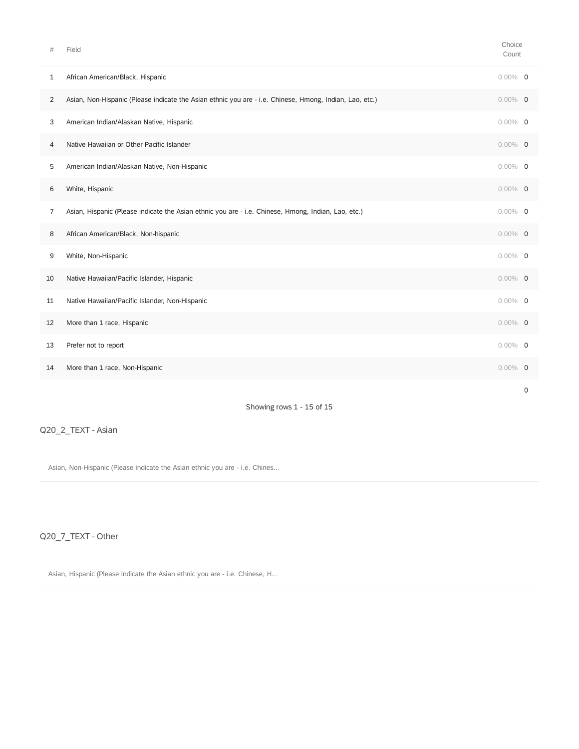| # | Field | Choice Count | |
|---|---|---|---|
| 1 | African American/Black, Hispanic | 0.00% | 0 |
| 2 | Asian, Non-Hispanic (Please indicate the Asian ethnic you are - i.e. Chinese, Hmong, Indian, Lao, etc.) | 0.00% | 0 |
| 3 | American Indian/Alaskan Native, Hispanic | 0.00% | 0 |
| 4 | Native Hawaiian or Other Pacific Islander | 0.00% | 0 |
| 5 | American Indian/Alaskan Native, Non-Hispanic | 0.00% | 0 |
| 6 | White, Hispanic | 0.00% | 0 |
| 7 | Asian, Hispanic (Please indicate the Asian ethnic you are - i.e. Chinese, Hmong, Indian, Lao, etc.) | 0.00% | 0 |
| 8 | African American/Black, Non-hispanic | 0.00% | 0 |
| 9 | White, Non-Hispanic | 0.00% | 0 |
| 10 | Native Hawaiian/Pacific Islander, Hispanic | 0.00% | 0 |
| 11 | Native Hawaiian/Pacific Islander, Non-Hispanic | 0.00% | 0 |
| 12 | More than 1 race, Hispanic | 0.00% | 0 |
| 13 | Prefer not to report | 0.00% | 0 |
| 14 | More than 1 race, Non-Hispanic | 0.00% | 0 |
| | | | 0 |

Showing rows 1 - 15 of 15

Q20_2_TEXT - Asian

Asian, Non-Hispanic (Please indicate the Asian ethnic you are - i.e. Chines...

Q20_7_TEXT - Other

Asian, Hispanic (Please indicate the Asian ethnic you are - i.e. Chinese, H...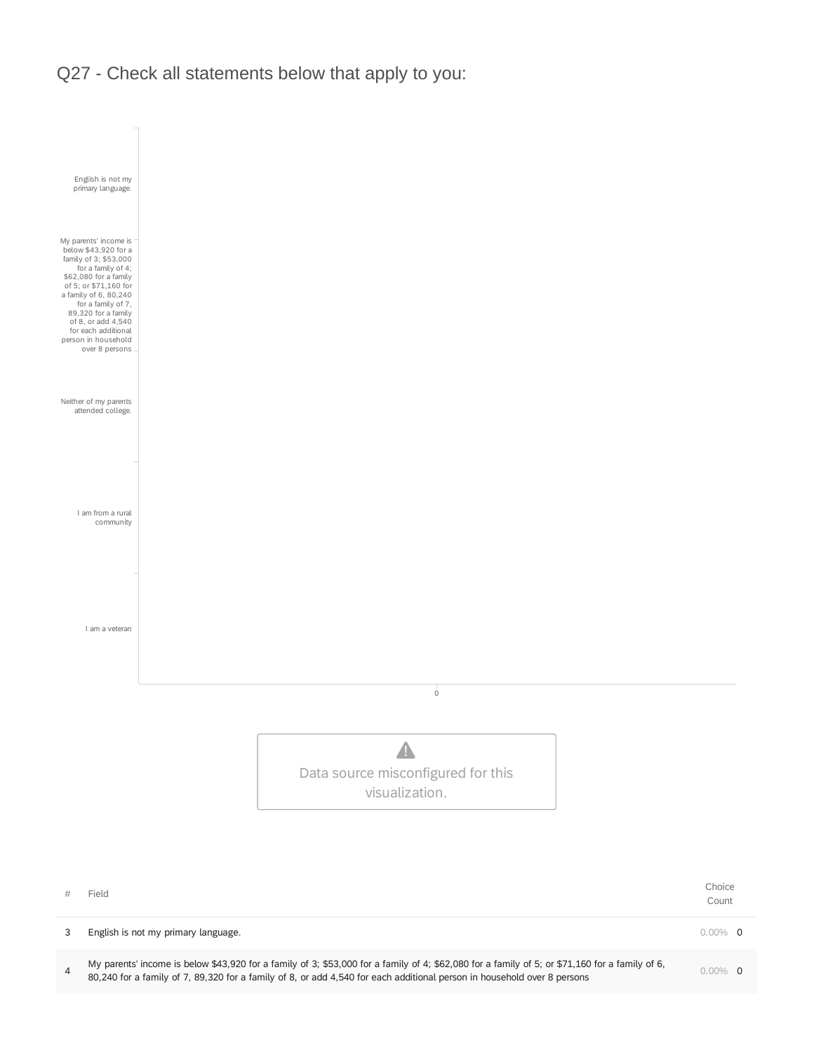# Q27 - Check all statements below that apply to you:

English is not my primary language.

My parents' income is below $43,920 for a family of 3; $53,000 for a family of 4; $62,080 for a family of 5; or $71,160 for a family of 6, 80,240 for a family of 7, 89,320 for a family of 8, or add 4,540 for each additional person in household over 8 persons

Neither of my parents attended college.

I am from a rural community

I am a veteran

0

Data source misconfigured for this visualization.

| # | Field | Choice Count | |
|---|---|---|---|
| 3 | English is not my primary language. | 0.00% | 0 |
| 4 | My parents' income is below $43,920 for a family of 3; $53,000 for a family of 4; $62,080 for a family of 5; or $71,160 for a family of 6, 80,240 for a family of 7, 89,320 for a family of 8, or add 4,540 for each additional person in household over 8 persons | 0.00% | 0 |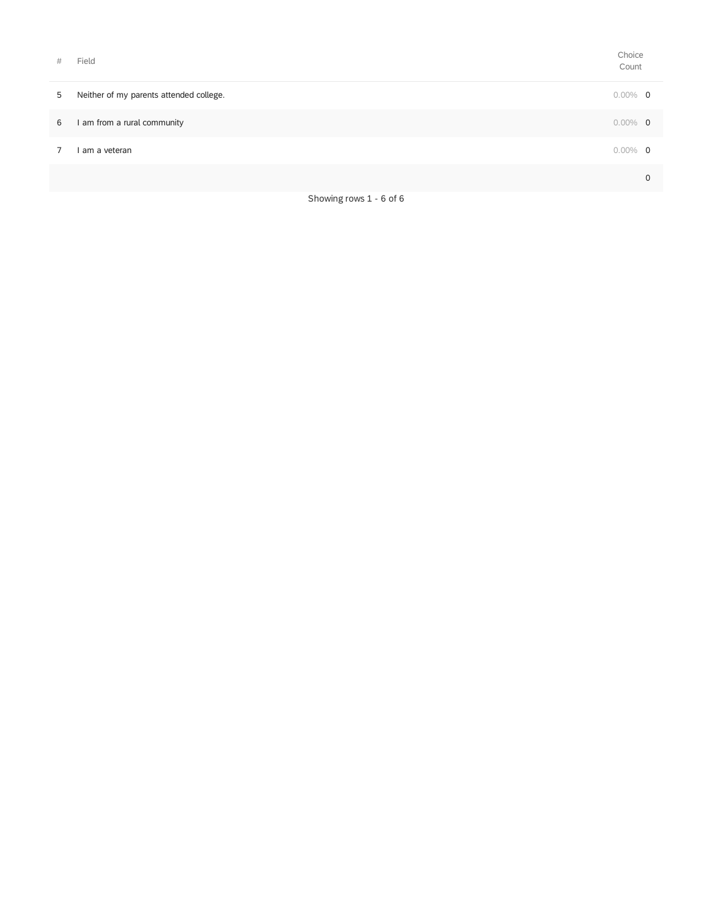| # | Field | Choice Count | |
|---|---|---|---|
| 5 | Neither of my parents attended college. | 0.00% | 0 |
| 6 | I am from a rural community | 0.00% | 0 |
| 7 | I am a veteran | 0.00% | 0 |
| | | | 0 |

Showing rows 1 - 6 of 6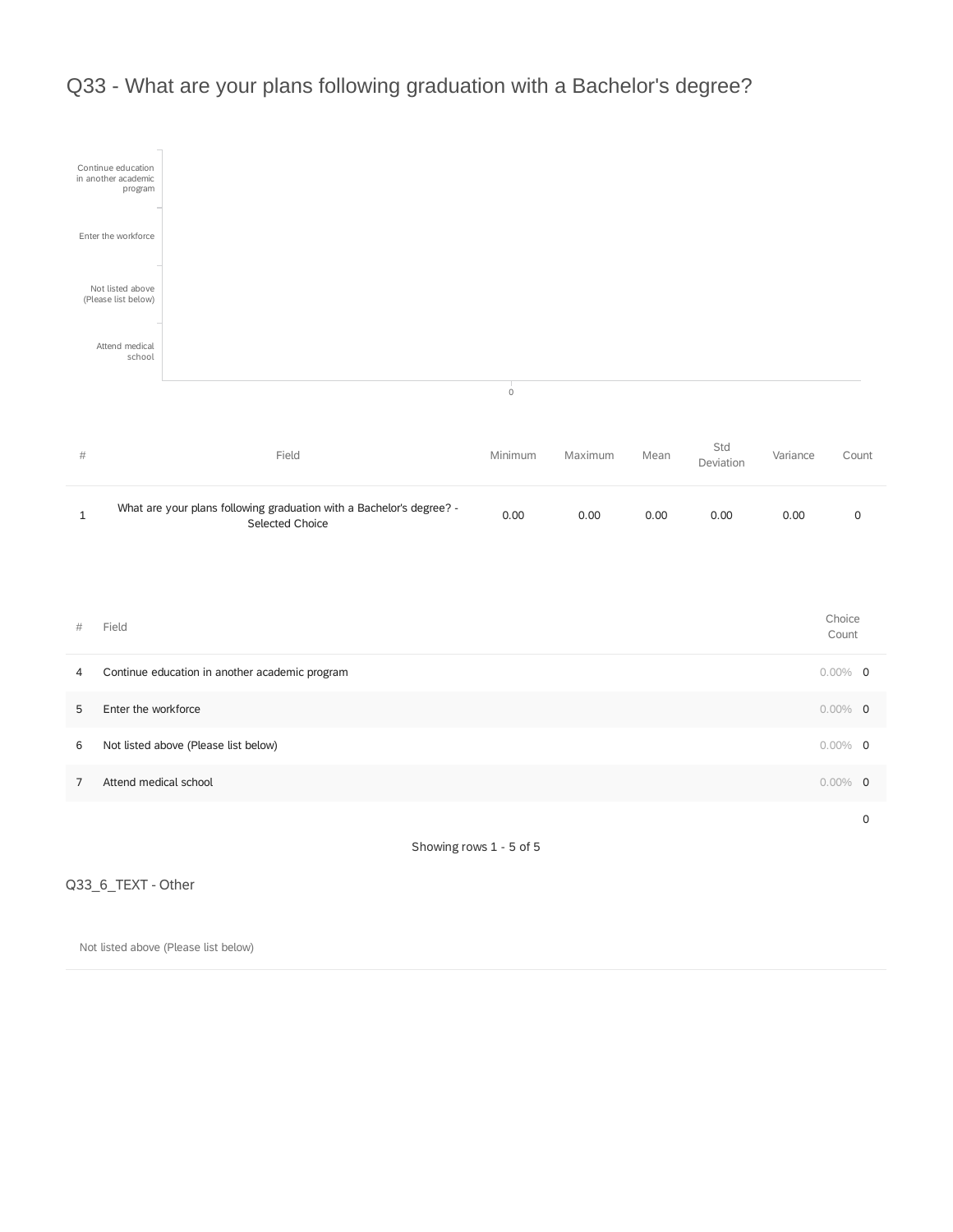## Q33 - What are your plans following graduation with a Bachelor's degree?

| # | Field | Minimum | Maximum | Mean | Std Deviation | Variance | Count |
|---|---|---|---|---|---|---|---|
| 1 | What are your plans following graduation with a Bachelor's degree? - Selected Choice | 0.00 | 0.00 | 0.00 | 0.00 | 0.00 | 0 |

| # | Field | Choice Count | |
|---|---|---|---|
| 4 | Continue education in another academic program | 0.00% | 0 |
| 5 | Enter the workforce | 0.00% | 0 |
| 6 | Not listed above (Please list below) | 0.00% | 0 |
| 7 | Attend medical school | 0.00% | 0 |
| | | | 0 |

Showing rows 1 - 5 of 5

### Q33_6_TEXT - Other

Not listed above (Please list below)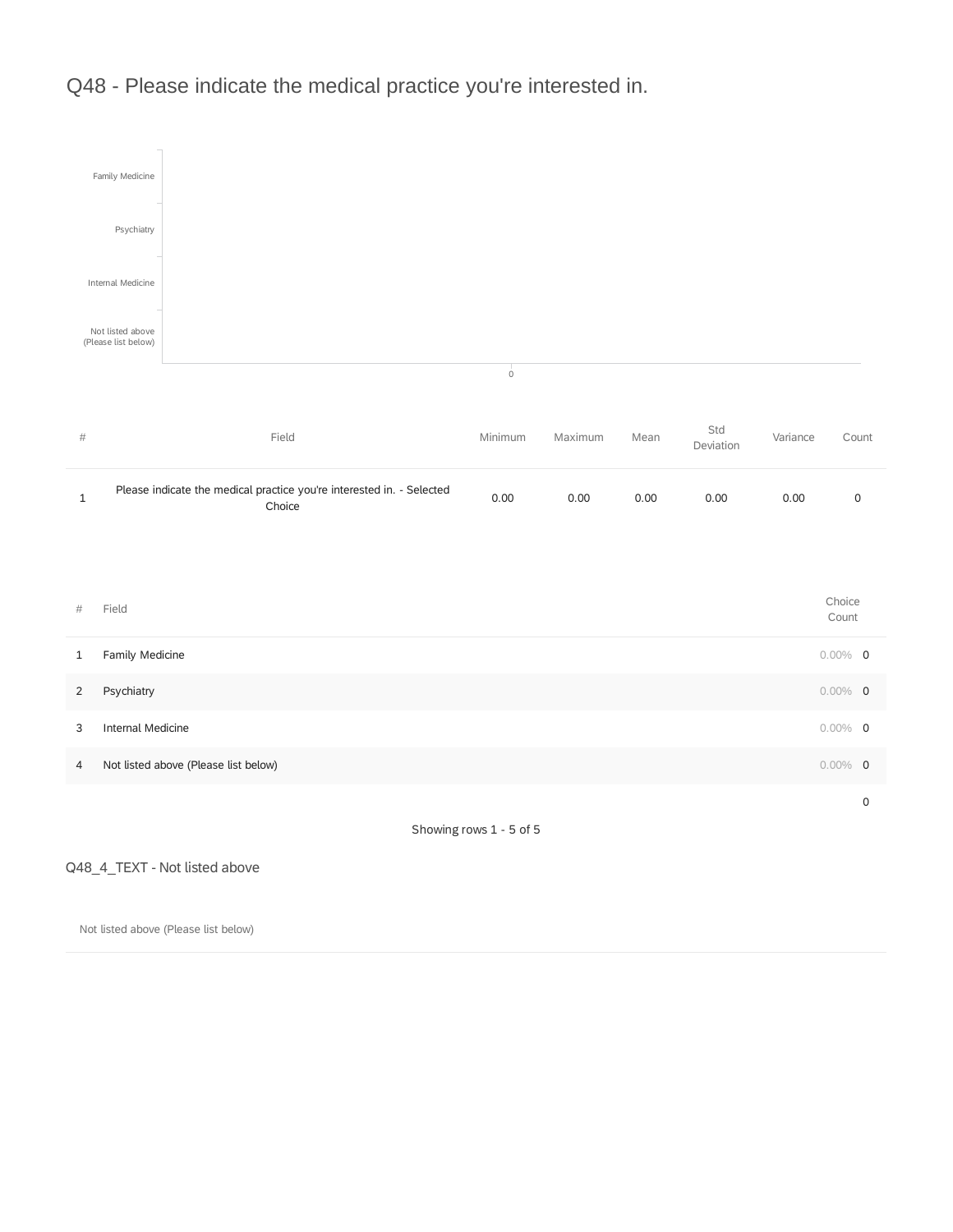## Q48 - Please indicate the medical practice you're interested in.

Family Medicine

Psychiatry

Internal Medicine

Not listed above (Please list below)

0

| # | Field | Minimum | Maximum | Mean | Std Deviation | Variance | Count |
|---|---|---|---|---|---|---|---|
| 1 | Please indicate the medical practice you're interested in. - Selected Choice | 0.00 | 0.00 | 0.00 | 0.00 | 0.00 | 0 |

| # | Field | Choice Count | |
|---|---|---|---|
| 1 | Family Medicine | 0.00% | 0 |
| 2 | Psychiatry | 0.00% | 0 |
| 3 | Internal Medicine | 0.00% | 0 |
| 4 | Not listed above (Please list below) | 0.00% | 0 |
| | | | 0 |

Showing rows 1 - 5 of 5

### Q48_4_TEXT - Not listed above

Not listed above (Please list below)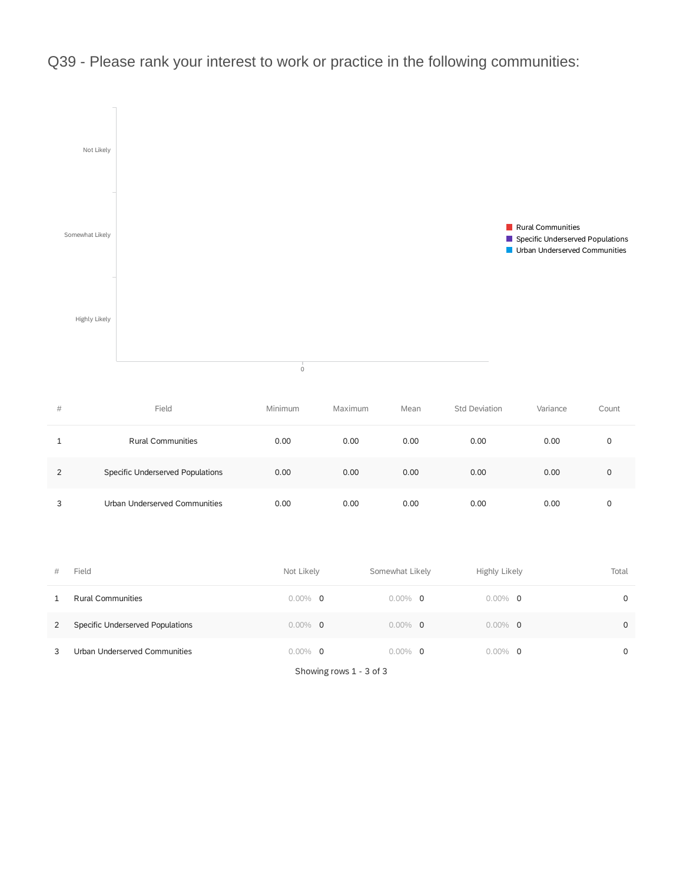# Q39 - Please rank your interest to work or practice in the following communities:

Not Likely

Somewhat Likely

Highly Likely

0

Rural Communities
Specific Underserved Populations
Urban Underserved Communities

| # | Field | Minimum | Maximum | Mean | Std Deviation | Variance | Count |
|---|---|---|---|---|---|---|---|
| 1 | Rural Communities | 0.00 | 0.00 | 0.00 | 0.00 | 0.00 | 0 |
| 2 | Specific Underserved Populations | 0.00 | 0.00 | 0.00 | 0.00 | 0.00 | 0 |
| 3 | Urban Underserved Communities | 0.00 | 0.00 | 0.00 | 0.00 | 0.00 | 0 |

| # | Field | Not Likely | Somewhat Likely | Highly Likely | Total |
|---|---|---|---|---|---|
| 1 | Rural Communities | 0.00% 0 | 0.00% 0 | 0.00% 0 | 0 |
| 2 | Specific Underserved Populations | 0.00% 0 | 0.00% 0 | 0.00% 0 | 0 |
| 3 | Urban Underserved Communities | 0.00% 0 | 0.00% 0 | 0.00% 0 | 0 |

Showing rows 1 - 3 of 3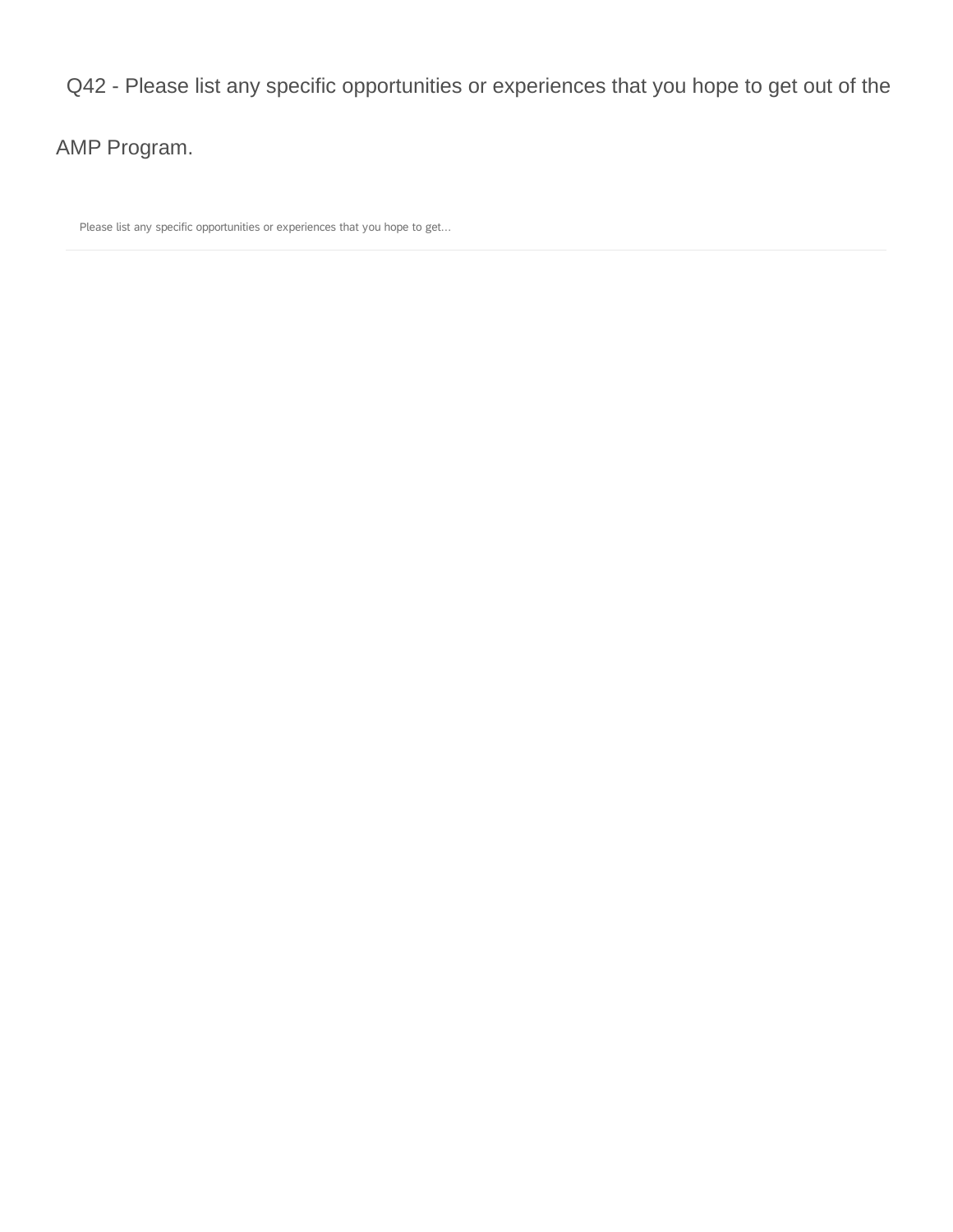## Q42 - Please list any specific opportunities or experiences that you hope to get out of the AMP Program.

| Please list any specific opportunities or experiences that you hope to get... |
| --- |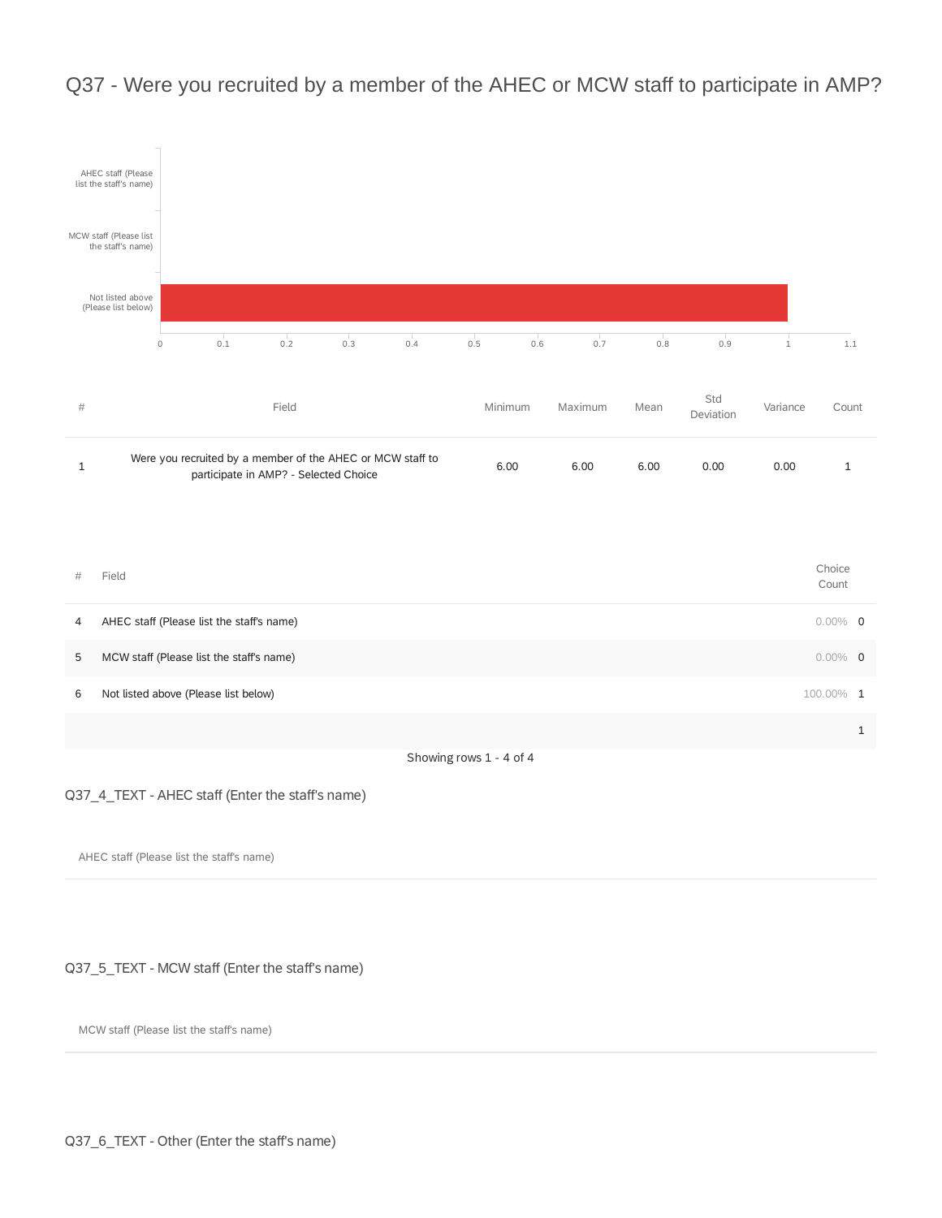# Q37 - Were you recruited by a member of the AHEC or MCW staff to participate in AMP?

AHEC staff (Please list the staff's name)

MCW staff (Please list the staff's name)

Not listed above (Please list below)

0 0.1 0.2 0.3 0.4 0.5 0.6 0.7 0.8 0.9 1 1.1

| # | Field | Minimum | Maximum | Mean | Std Deviation | Variance | Count |
|---|---|---|---|---|---|---|---|
| 1 | Were you recruited by a member of the AHEC or MCW staff to participate in AMP? - Selected Choice | 6.00 | 6.00 | 6.00 | 0.00 | 0.00 | 1 |

| # | Field | Choice Count | |
|---|---|---|---|
| 4 | AHEC staff (Please list the staff's name) | 0.00% | 0 |
| 5 | MCW staff (Please list the staff's name) | 0.00% | 0 |
| 6 | Not listed above (Please list below) | 100.00% | 1 |
| | | | 1 |

Showing rows 1 - 4 of 4

Q37_4_TEXT - AHEC staff (Enter the staff's name)

AHEC staff (Please list the staff's name)

Q37_5_TEXT - MCW staff (Enter the staff's name)

MCW staff (Please list the staff's name)

Q37_6_TEXT - Other (Enter the staff's name)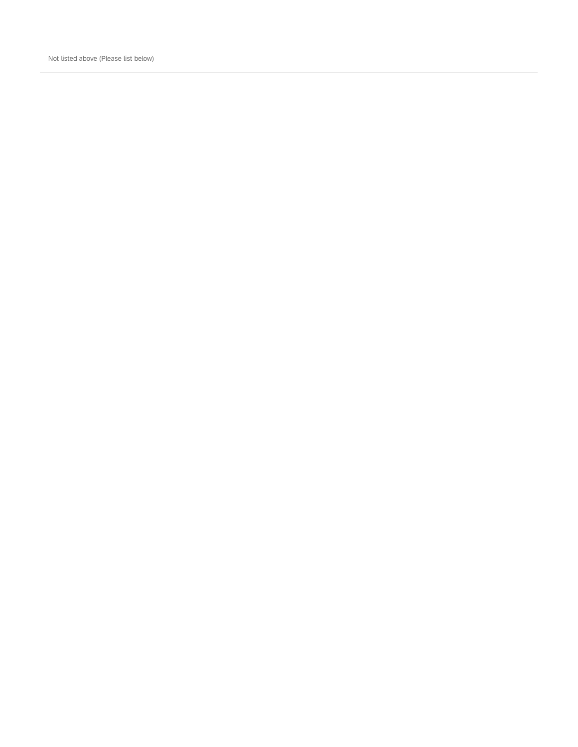Not listed above (Please list below)

---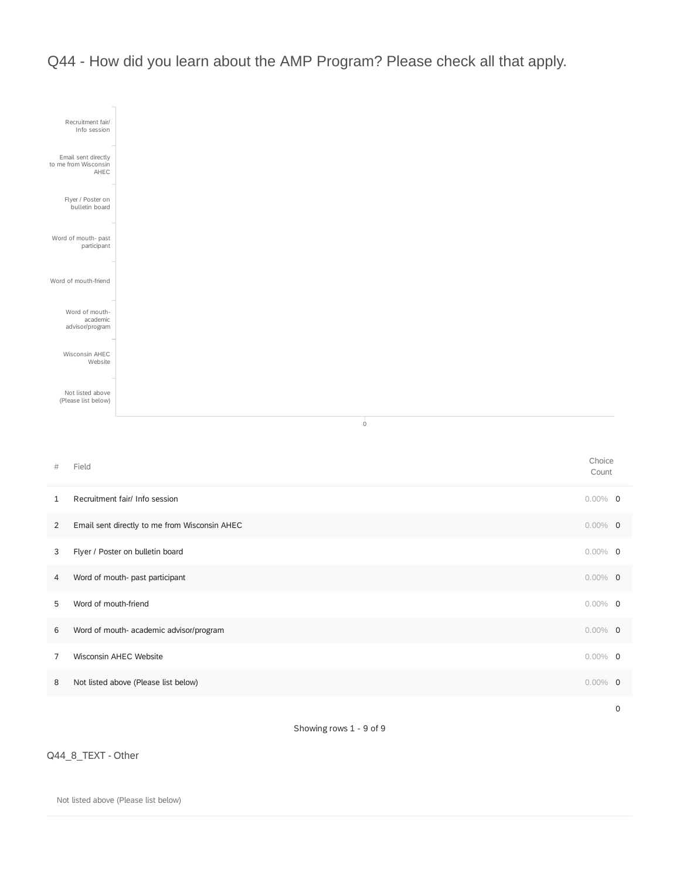## Q44 - How did you learn about the AMP Program? Please check all that apply.

| # | Field | Choice Count | |
|---|---|---|---|
| 1 | Recruitment fair/ Info session | 0.00% | 0 |
| 2 | Email sent directly to me from Wisconsin AHEC | 0.00% | 0 |
| 3 | Flyer / Poster on bulletin board | 0.00% | 0 |
| 4 | Word of mouth- past participant | 0.00% | 0 |
| 5 | Word of mouth-friend | 0.00% | 0 |
| 6 | Word of mouth- academic advisor/program | 0.00% | 0 |
| 7 | Wisconsin AHEC Website | 0.00% | 0 |
| 8 | Not listed above (Please list below) | 0.00% | 0 |
| | | | 0 |

Showing rows 1 - 9 of 9

### Q44_8_TEXT - Other

| Not listed above (Please list below) |
|---|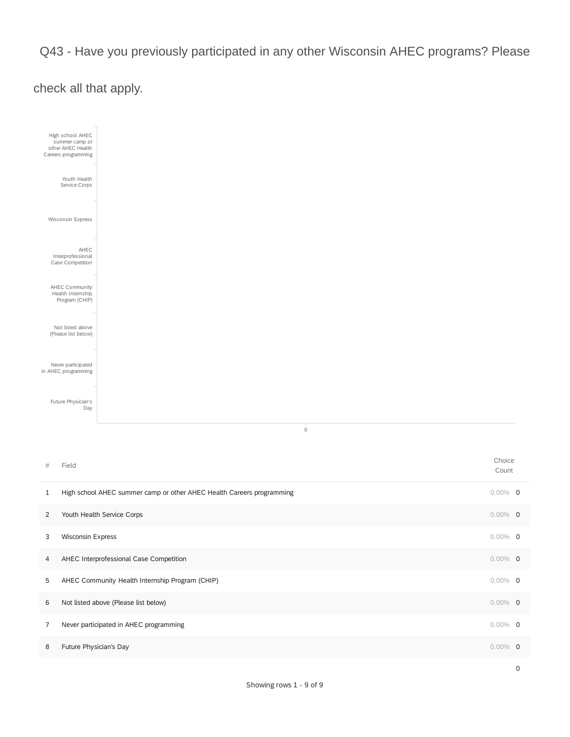Q43 - Have you previously participated in any other Wisconsin AHEC programs? Please check all that apply.

| # | Field | Choice Count | |
|---|---|---|---|
| 1 | High school AHEC summer camp or other AHEC Health Careers programming | 0.00% | 0 |
| 2 | Youth Health Service Corps | 0.00% | 0 |
| 3 | Wisconsin Express | 0.00% | 0 |
| 4 | AHEC Interprofessional Case Competition | 0.00% | 0 |
| 5 | AHEC Community Health Internship Program (CHIP) | 0.00% | 0 |
| 6 | Not listed above (Please list below) | 0.00% | 0 |
| 7 | Never participated in AHEC programming | 0.00% | 0 |
| 8 | Future Physician's Day | 0.00% | 0 |
| | | | 0 |

Showing rows 1 - 9 of 9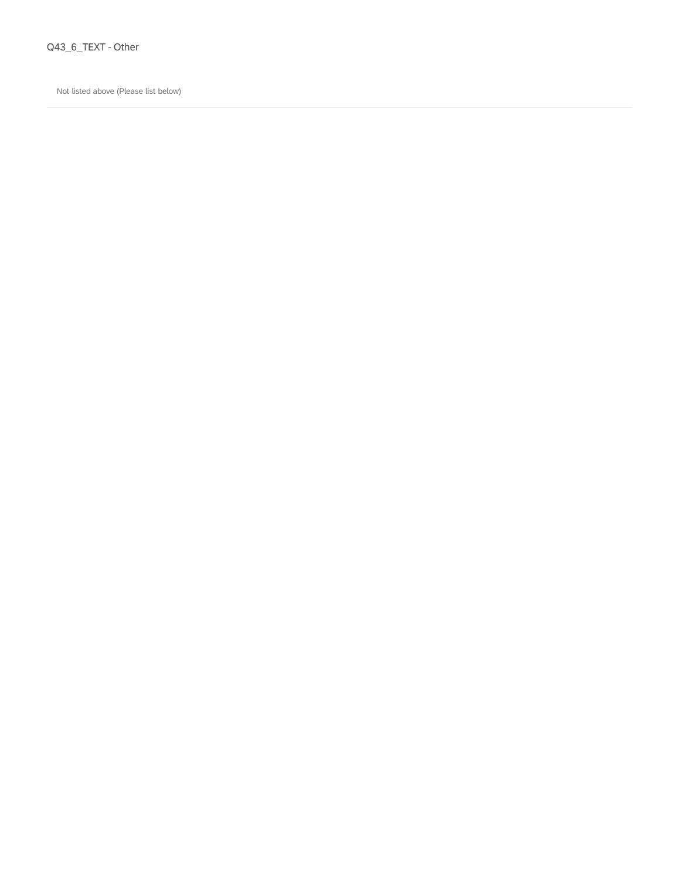Q43_6_TEXT - Other

Not listed above (Please list below)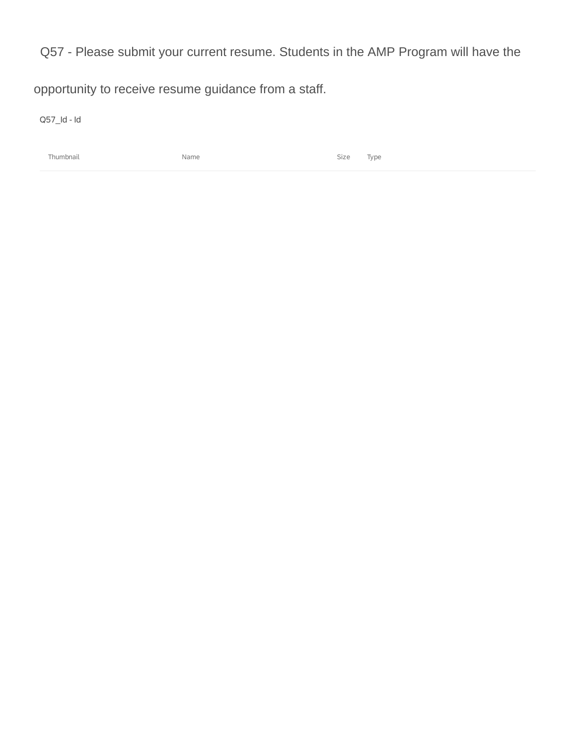Q57 - Please submit your current resume. Students in the AMP Program will have the opportunity to receive resume guidance from a staff.

Q57_Id - Id

| Thumbnail | Name | Size | Type |
| --- | --- | --- | --- |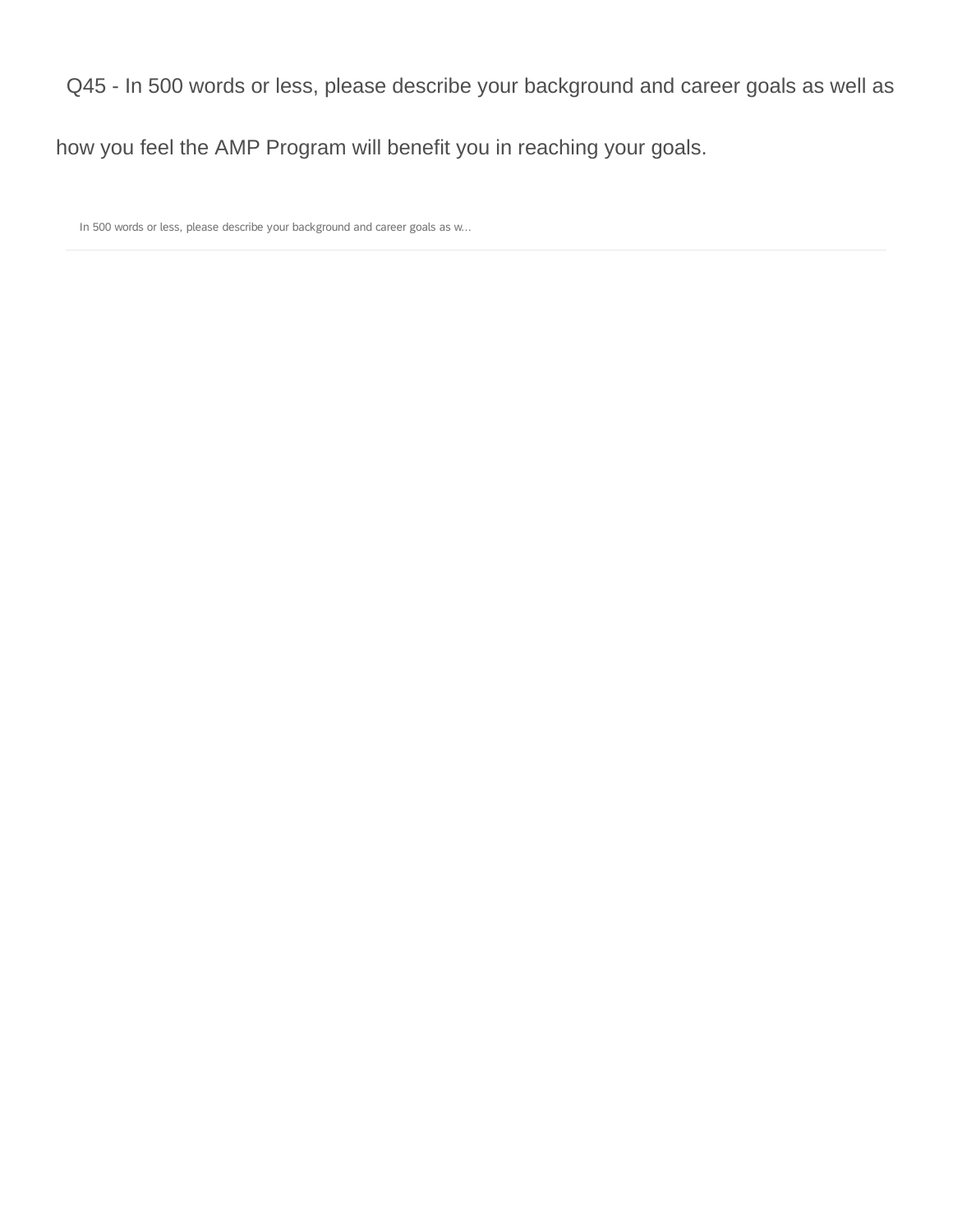Q45 - In 500 words or less, please describe your background and career goals as well as how you feel the AMP Program will benefit you in reaching your goals.

In 500 words or less, please describe your background and career goals as w...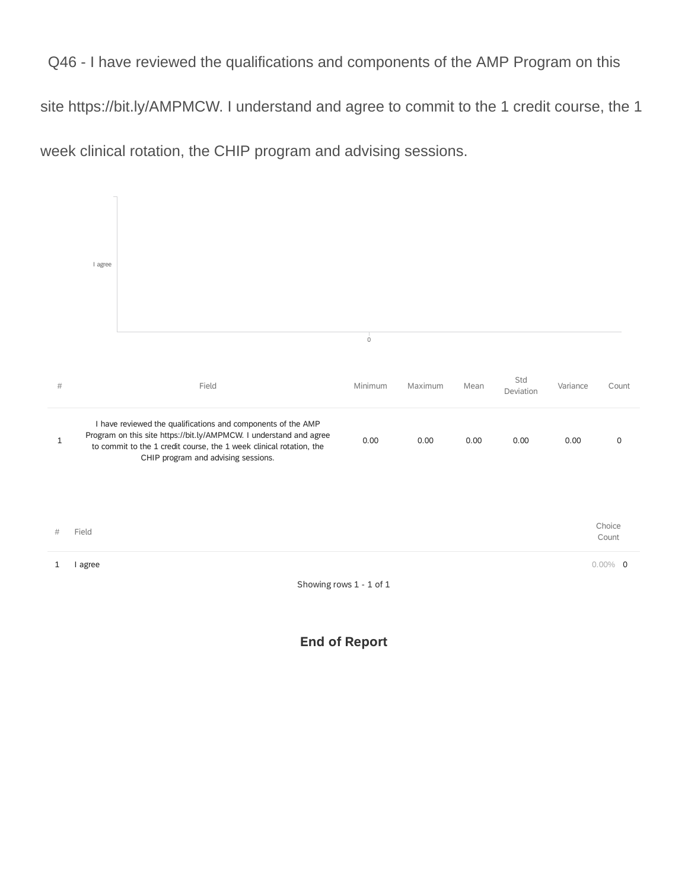Q46 - I have reviewed the qualifications and components of the AMP Program on this site https://bit.ly/AMPMCW. I understand and agree to commit to the 1 credit course, the 1 week clinical rotation, the CHIP program and advising sessions.

I agree

0

| # | Field | Minimum | Maximum | Mean | Std Deviation | Variance | Count |
|---|---|---|---|---|---|---|---|
| 1 | I have reviewed the qualifications and components of the AMP Program on this site https://bit.ly/AMPMCW. I understand and agree to commit to the 1 credit course, the 1 week clinical rotation, the CHIP program and advising sessions. | 0.00 | 0.00 | 0.00 | 0.00 | 0.00 | 0 |

| # | Field | Choice Count | |
|---|---|---|---|
| 1 | I agree | 0.00% | 0 |

Showing rows 1 - 1 of 1

**End of Report**